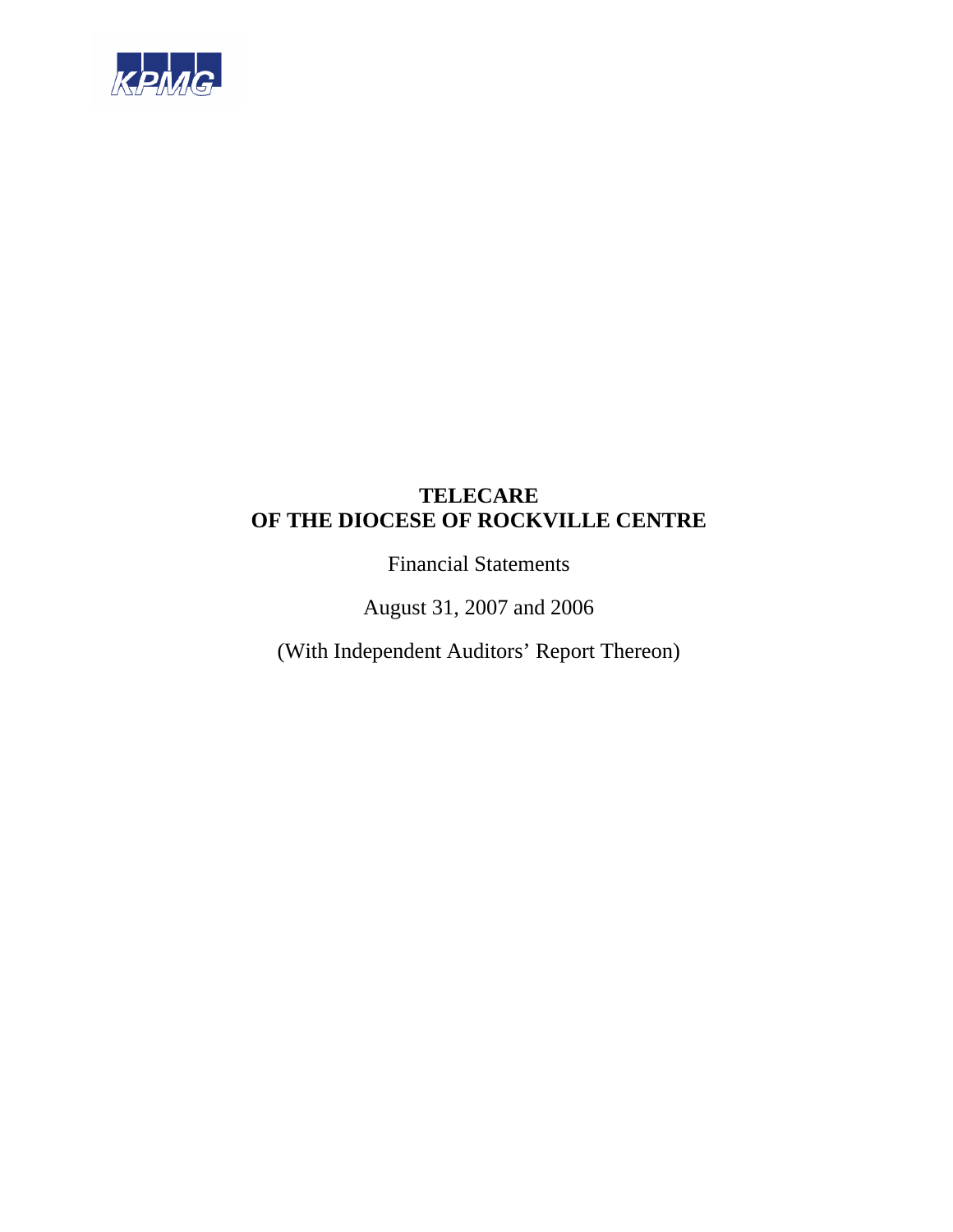KPMG

# TELECARE OF THE DIOCESE OF ROCKVILLE CENTRE

Financial Statements

August 31, 2007 and 2006

(With Independent Auditors' Report Thereon)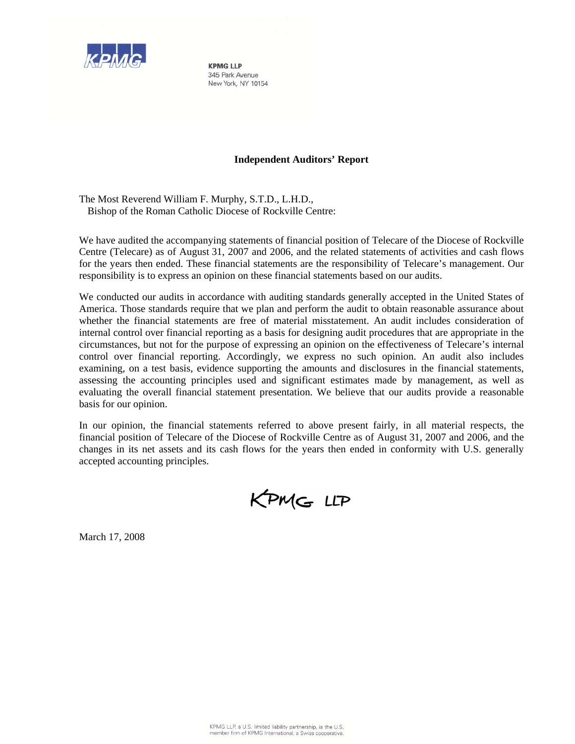**KPMG LLP**
345 Park Avenue
New York, NY 10154

## Independent Auditors' Report

The Most Reverend William F. Murphy, S.T.D., L.H.D.,
Bishop of the Roman Catholic Diocese of Rockville Centre:

We have audited the accompanying statements of financial position of Telecare of the Diocese of Rockville Centre (Telecare) as of August 31, 2007 and 2006, and the related statements of activities and cash flows for the years then ended. These financial statements are the responsibility of Telecare's management. Our responsibility is to express an opinion on these financial statements based on our audits.

We conducted our audits in accordance with auditing standards generally accepted in the United States of America. Those standards require that we plan and perform the audit to obtain reasonable assurance about whether the financial statements are free of material misstatement. An audit includes consideration of internal control over financial reporting as a basis for designing audit procedures that are appropriate in the circumstances, but not for the purpose of expressing an opinion on the effectiveness of Telecare's internal control over financial reporting. Accordingly, we express no such opinion. An audit also includes examining, on a test basis, evidence supporting the amounts and disclosures in the financial statements, assessing the accounting principles used and significant estimates made by management, as well as evaluating the overall financial statement presentation. We believe that our audits provide a reasonable basis for our opinion.

In our opinion, the financial statements referred to above present fairly, in all material respects, the financial position of Telecare of the Diocese of Rockville Centre as of August 31, 2007 and 2006, and the changes in its net assets and its cash flows for the years then ended in conformity with U.S. generally accepted accounting principles.

KPMG LLP

March 17, 2008

KPMG LLP, a U.S. limited liability partnership, is the U.S. member firm of KPMG International, a Swiss cooperative.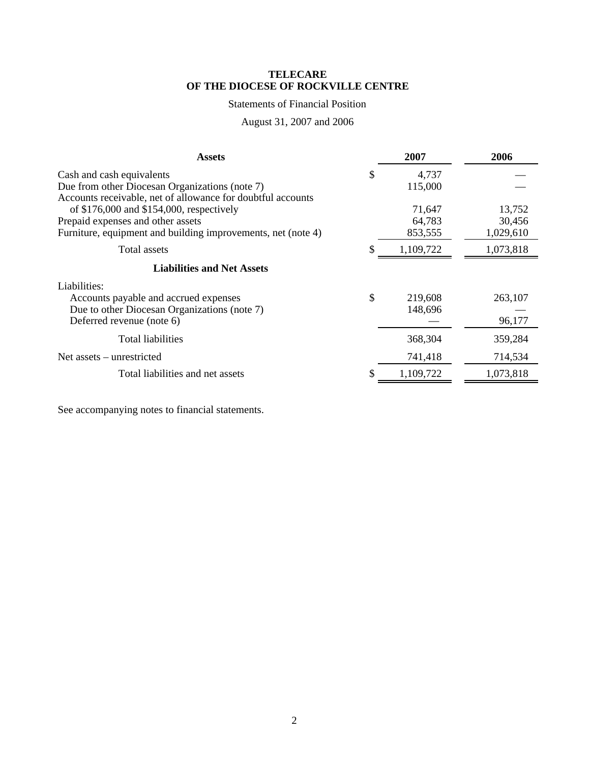**TELECARE**
**OF THE DIOCESE OF ROCKVILLE CENTRE**

Statements of Financial Position

August 31, 2007 and 2006

| **Assets** | **2007** | **2006** |
|---|---|---|
| Cash and cash equivalents | $ 4,737 | — |
| Due from other Diocesan Organizations (note 7) | 115,000 | — |
| Accounts receivable, net of allowance for doubtful accounts of $176,000 and $154,000, respectively | 71,647 | 13,752 |
| Prepaid expenses and other assets | 64,783 | 30,456 |
| Furniture, equipment and building improvements, net (note 4) | 853,555 | 1,029,610 |
| Total assets | $ 1,109,722 | 1,073,818 |
| **Liabilities and Net Assets** | | |
| Liabilities: | | |
| Accounts payable and accrued expenses | $ 219,608 | 263,107 |
| Due to other Diocesan Organizations (note 7) | 148,696 | — |
| Deferred revenue (note 6) | — | 96,177 |
| Total liabilities | 368,304 | 359,284 |
| Net assets – unrestricted | 741,418 | 714,534 |
| Total liabilities and net assets | $ 1,109,722 | 1,073,818 |

See accompanying notes to financial statements.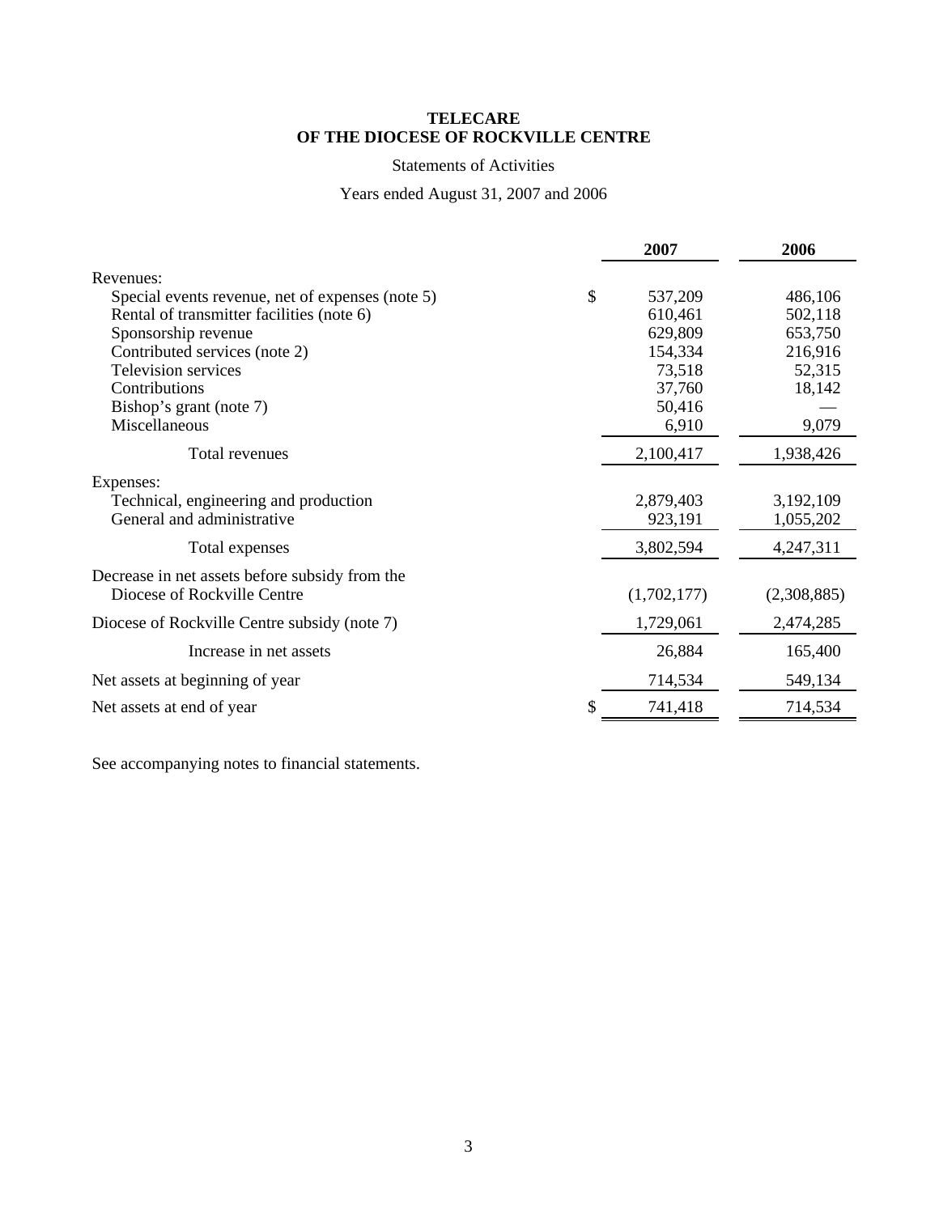# TELECARE
# OF THE DIOCESE OF ROCKVILLE CENTRE

Statements of Activities

Years ended August 31, 2007 and 2006

| | 2007 | 2006 |
|---|---|---|
| Revenues: | | |
| Special events revenue, net of expenses (note 5) | $ 537,209 | 486,106 |
| Rental of transmitter facilities (note 6) | 610,461 | 502,118 |
| Sponsorship revenue | 629,809 | 653,750 |
| Contributed services (note 2) | 154,334 | 216,916 |
| Television services | 73,518 | 52,315 |
| Contributions | 37,760 | 18,142 |
| Bishop's grant (note 7) | 50,416 | — |
| Miscellaneous | 6,910 | 9,079 |
| Total revenues | 2,100,417 | 1,938,426 |
| Expenses: | | |
| Technical, engineering and production | 2,879,403 | 3,192,109 |
| General and administrative | 923,191 | 1,055,202 |
| Total expenses | 3,802,594 | 4,247,311 |
| Decrease in net assets before subsidy from the Diocese of Rockville Centre | (1,702,177) | (2,308,885) |
| Diocese of Rockville Centre subsidy (note 7) | 1,729,061 | 2,474,285 |
| Increase in net assets | 26,884 | 165,400 |
| Net assets at beginning of year | 714,534 | 549,134 |
| Net assets at end of year | $ 741,418 | 714,534 |

See accompanying notes to financial statements.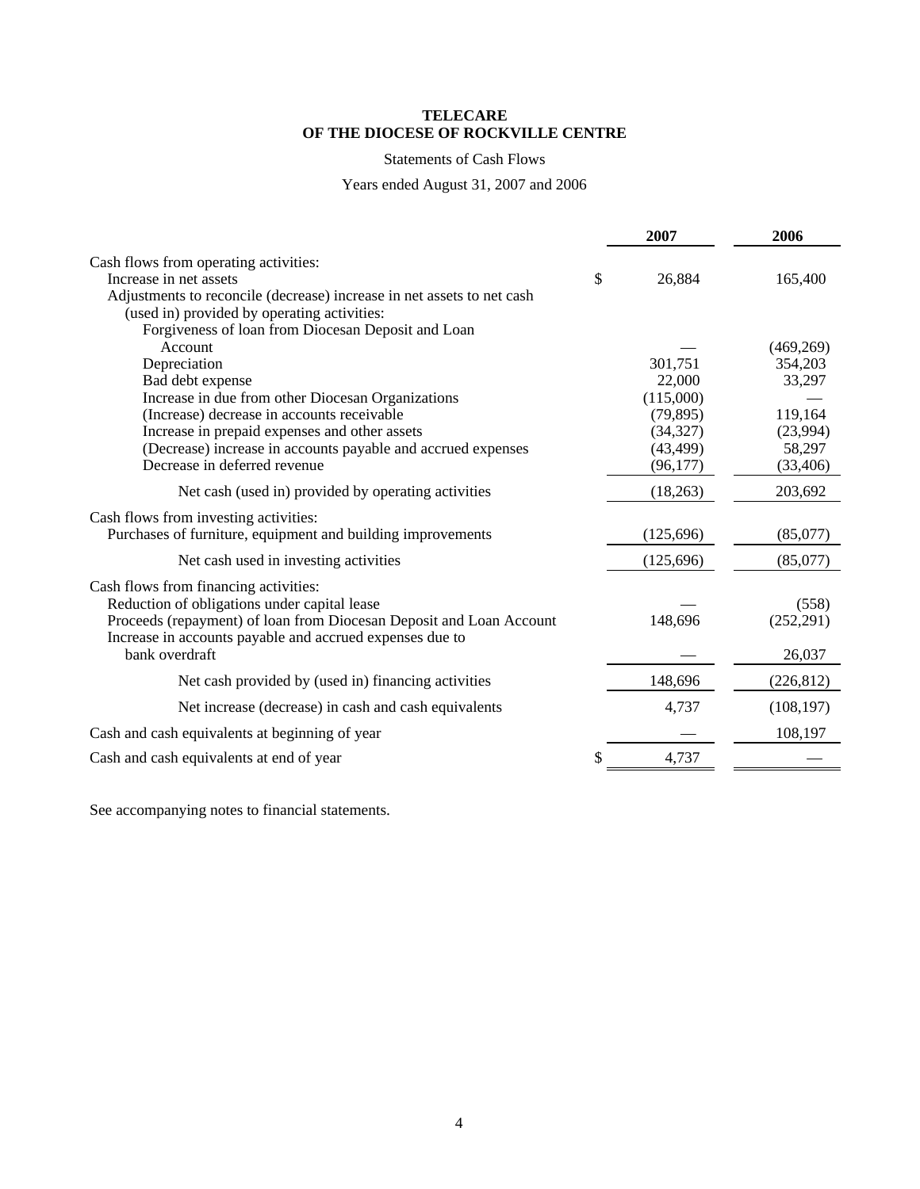**TELECARE**
**OF THE DIOCESE OF ROCKVILLE CENTRE**

Statements of Cash Flows

Years ended August 31, 2007 and 2006

| | 2007 | 2006 |
|---|---|---|
| Cash flows from operating activities: | | |
| Increase in net assets | $ 26,884 | 165,400 |
| Adjustments to reconcile (decrease) increase in net assets to net cash (used in) provided by operating activities: | | |
| Forgiveness of loan from Diocesan Deposit and Loan Account | — | (469,269) |
| Depreciation | 301,751 | 354,203 |
| Bad debt expense | 22,000 | 33,297 |
| Increase in due from other Diocesan Organizations | (115,000) | — |
| (Increase) decrease in accounts receivable | (79,895) | 119,164 |
| Increase in prepaid expenses and other assets | (34,327) | (23,994) |
| (Decrease) increase in accounts payable and accrued expenses | (43,499) | 58,297 |
| Decrease in deferred revenue | (96,177) | (33,406) |
| Net cash (used in) provided by operating activities | (18,263) | 203,692 |
| Cash flows from investing activities: | | |
| Purchases of furniture, equipment and building improvements | (125,696) | (85,077) |
| Net cash used in investing activities | (125,696) | (85,077) |
| Cash flows from financing activities: | | |
| Reduction of obligations under capital lease | — | (558) |
| Proceeds (repayment) of loan from Diocesan Deposit and Loan Account | 148,696 | (252,291) |
| Increase in accounts payable and accrued expenses due to bank overdraft | — | 26,037 |
| Net cash provided by (used in) financing activities | 148,696 | (226,812) |
| Net increase (decrease) in cash and cash equivalents | 4,737 | (108,197) |
| Cash and cash equivalents at beginning of year | — | 108,197 |
| Cash and cash equivalents at end of year | $ 4,737 | — |

See accompanying notes to financial statements.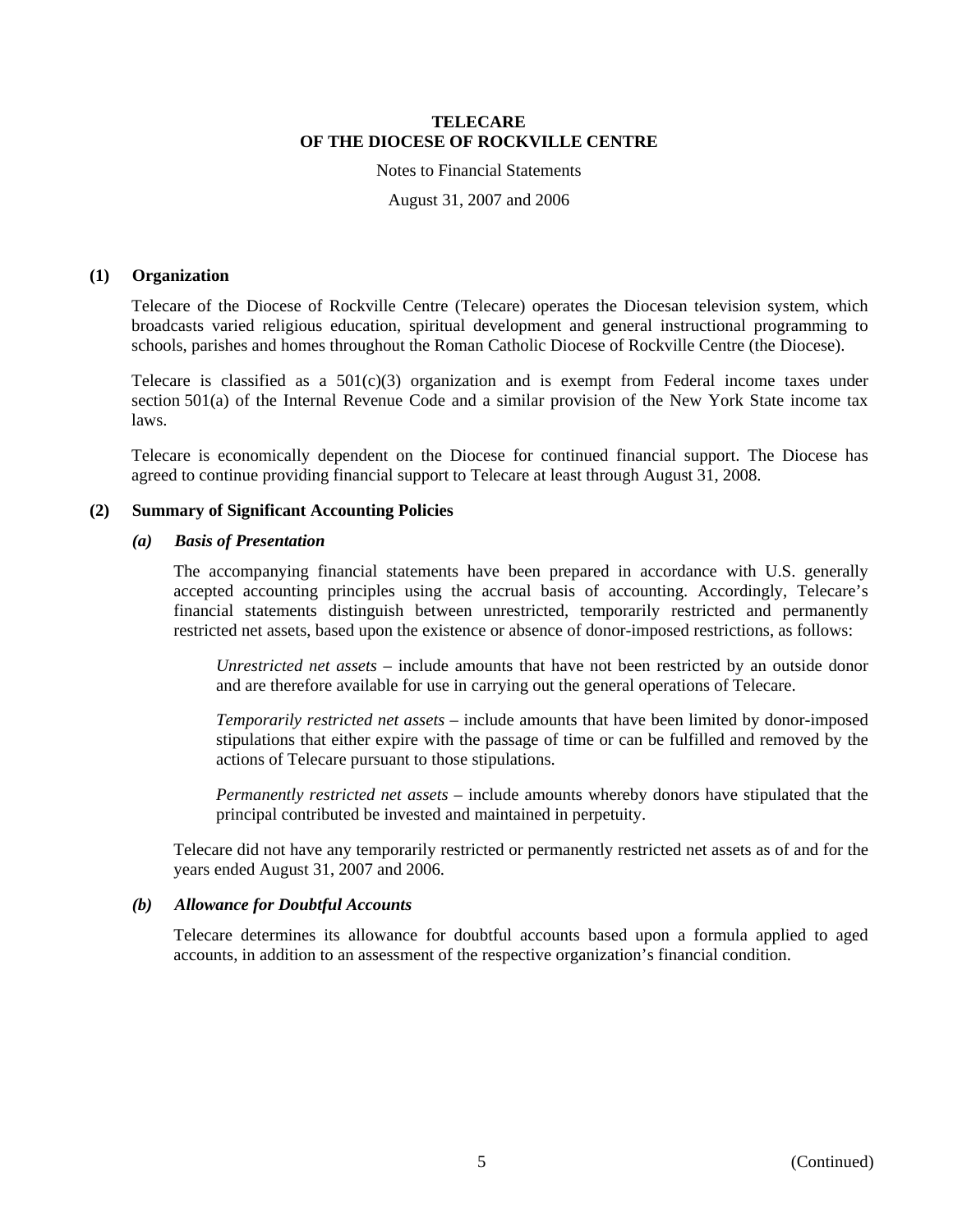**TELECARE**
**OF THE DIOCESE OF ROCKVILLE CENTRE**

Notes to Financial Statements

August 31, 2007 and 2006

## (1) Organization

Telecare of the Diocese of Rockville Centre (Telecare) operates the Diocesan television system, which broadcasts varied religious education, spiritual development and general instructional programming to schools, parishes and homes throughout the Roman Catholic Diocese of Rockville Centre (the Diocese).

Telecare is classified as a 501(c)(3) organization and is exempt from Federal income taxes under section 501(a) of the Internal Revenue Code and a similar provision of the New York State income tax laws.

Telecare is economically dependent on the Diocese for continued financial support. The Diocese has agreed to continue providing financial support to Telecare at least through August 31, 2008.

## (2) Summary of Significant Accounting Policies

### *(a) Basis of Presentation*

The accompanying financial statements have been prepared in accordance with U.S. generally accepted accounting principles using the accrual basis of accounting. Accordingly, Telecare's financial statements distinguish between unrestricted, temporarily restricted and permanently restricted net assets, based upon the existence or absence of donor-imposed restrictions, as follows:

*Unrestricted net assets* – include amounts that have not been restricted by an outside donor and are therefore available for use in carrying out the general operations of Telecare.

*Temporarily restricted net assets* – include amounts that have been limited by donor-imposed stipulations that either expire with the passage of time or can be fulfilled and removed by the actions of Telecare pursuant to those stipulations.

*Permanently restricted net assets* – include amounts whereby donors have stipulated that the principal contributed be invested and maintained in perpetuity.

Telecare did not have any temporarily restricted or permanently restricted net assets as of and for the years ended August 31, 2007 and 2006.

### *(b) Allowance for Doubtful Accounts*

Telecare determines its allowance for doubtful accounts based upon a formula applied to aged accounts, in addition to an assessment of the respective organization's financial condition.

(Continued)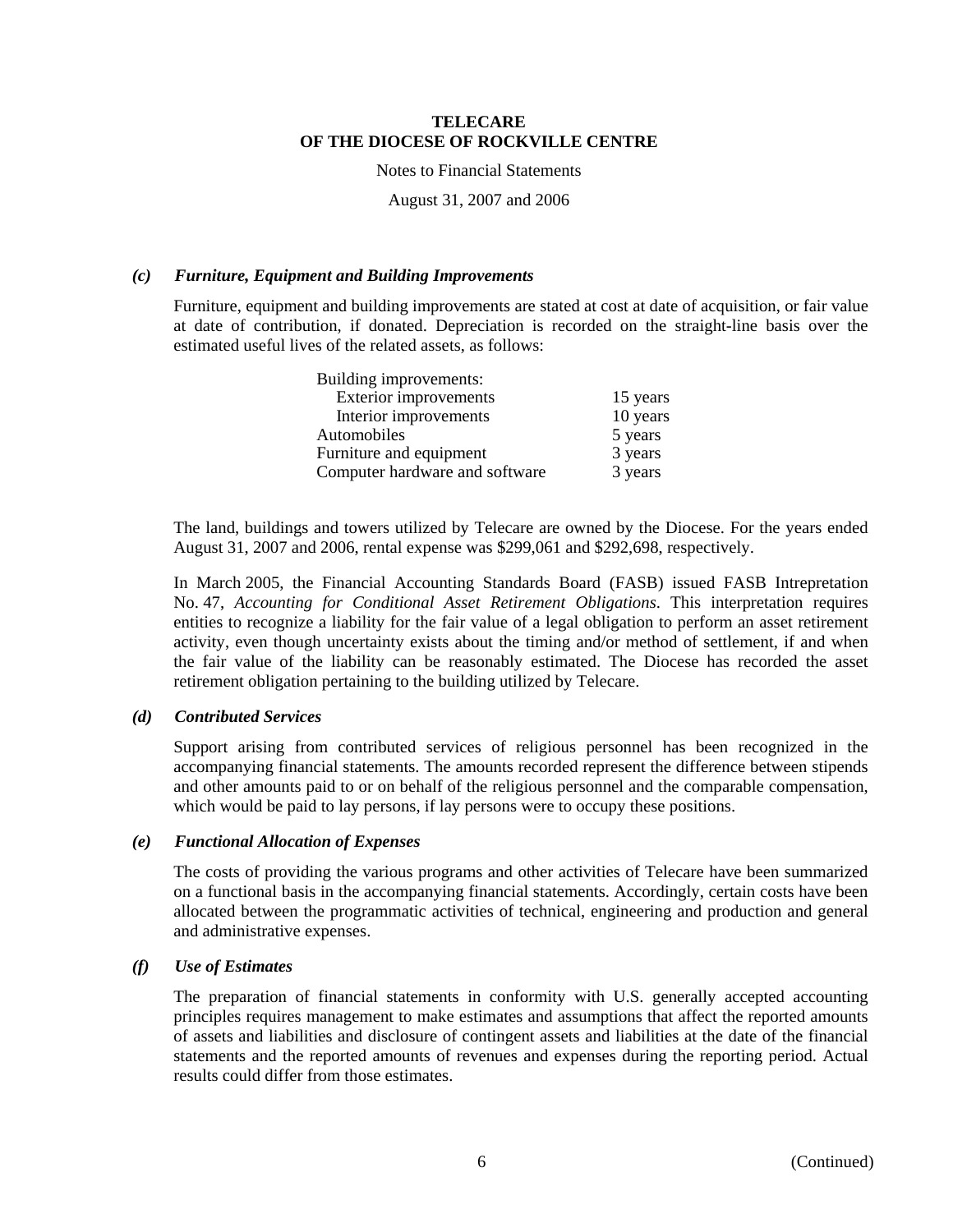# TELECARE
# OF THE DIOCESE OF ROCKVILLE CENTRE

Notes to Financial Statements

August 31, 2007 and 2006

### *(c) Furniture, Equipment and Building Improvements*

Furniture, equipment and building improvements are stated at cost at date of acquisition, or fair value at date of contribution, if donated. Depreciation is recorded on the straight-line basis over the estimated useful lives of the related assets, as follows:

| | |
|---|---|
| Building improvements: | |
| Exterior improvements | 15 years |
| Interior improvements | 10 years |
| Automobiles | 5 years |
| Furniture and equipment | 3 years |
| Computer hardware and software | 3 years |

The land, buildings and towers utilized by Telecare are owned by the Diocese. For the years ended August 31, 2007 and 2006, rental expense was $299,061 and $292,698, respectively.

In March 2005, the Financial Accounting Standards Board (FASB) issued FASB Intrepretation No. 47, *Accounting for Conditional Asset Retirement Obligations*. This interpretation requires entities to recognize a liability for the fair value of a legal obligation to perform an asset retirement activity, even though uncertainty exists about the timing and/or method of settlement, if and when the fair value of the liability can be reasonably estimated. The Diocese has recorded the asset retirement obligation pertaining to the building utilized by Telecare.

### *(d) Contributed Services*

Support arising from contributed services of religious personnel has been recognized in the accompanying financial statements. The amounts recorded represent the difference between stipends and other amounts paid to or on behalf of the religious personnel and the comparable compensation, which would be paid to lay persons, if lay persons were to occupy these positions.

### *(e) Functional Allocation of Expenses*

The costs of providing the various programs and other activities of Telecare have been summarized on a functional basis in the accompanying financial statements. Accordingly, certain costs have been allocated between the programmatic activities of technical, engineering and production and general and administrative expenses.

### *(f) Use of Estimates*

The preparation of financial statements in conformity with U.S. generally accepted accounting principles requires management to make estimates and assumptions that affect the reported amounts of assets and liabilities and disclosure of contingent assets and liabilities at the date of the financial statements and the reported amounts of revenues and expenses during the reporting period. Actual results could differ from those estimates.

(Continued)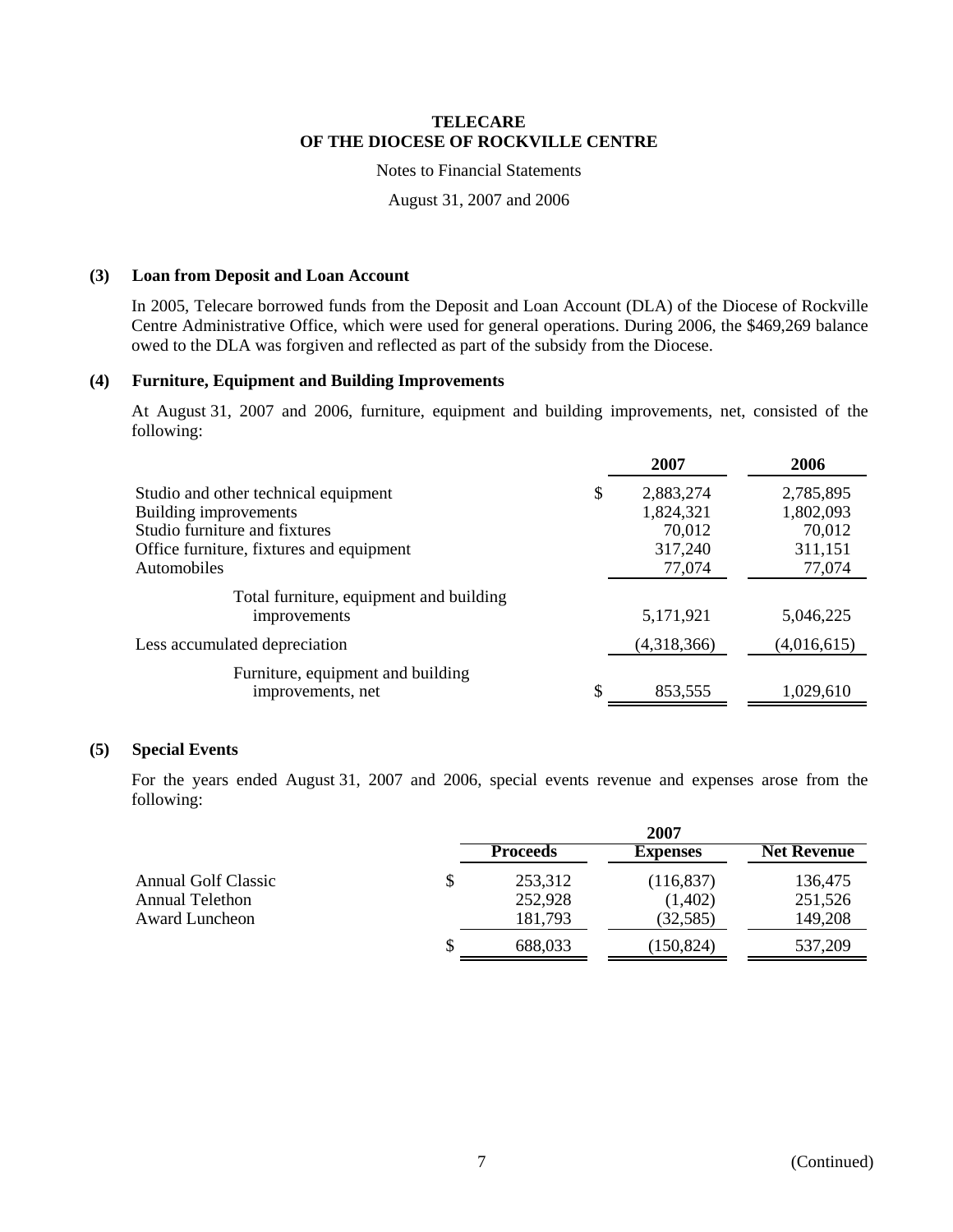# TELECARE
# OF THE DIOCESE OF ROCKVILLE CENTRE

Notes to Financial Statements

August 31, 2007 and 2006

## (3) Loan from Deposit and Loan Account

In 2005, Telecare borrowed funds from the Deposit and Loan Account (DLA) of the Diocese of Rockville Centre Administrative Office, which were used for general operations. During 2006, the $469,269 balance owed to the DLA was forgiven and reflected as part of the subsidy from the Diocese.

## (4) Furniture, Equipment and Building Improvements

At August 31, 2007 and 2006, furniture, equipment and building improvements, net, consisted of the following:

| | 2007 | 2006 |
|---|---|---|
| Studio and other technical equipment | $ 2,883,274 | 2,785,895 |
| Building improvements | 1,824,321 | 1,802,093 |
| Studio furniture and fixtures | 70,012 | 70,012 |
| Office furniture, fixtures and equipment | 317,240 | 311,151 |
| Automobiles | 77,074 | 77,074 |
| Total furniture, equipment and building improvements | 5,171,921 | 5,046,225 |
| Less accumulated depreciation | (4,318,366) | (4,016,615) |
| Furniture, equipment and building improvements, net | $ 853,555 | 1,029,610 |

## (5) Special Events

For the years ended August 31, 2007 and 2006, special events revenue and expenses arose from the following:

| | 2007 | | |
|---|---|---|---|
| | Proceeds | Expenses | Net Revenue |
| Annual Golf Classic | $ 253,312 | (116,837) | 136,475 |
| Annual Telethon | 252,928 | (1,402) | 251,526 |
| Award Luncheon | 181,793 | (32,585) | 149,208 |
| | $ 688,033 | (150,824) | 537,209 |

(Continued)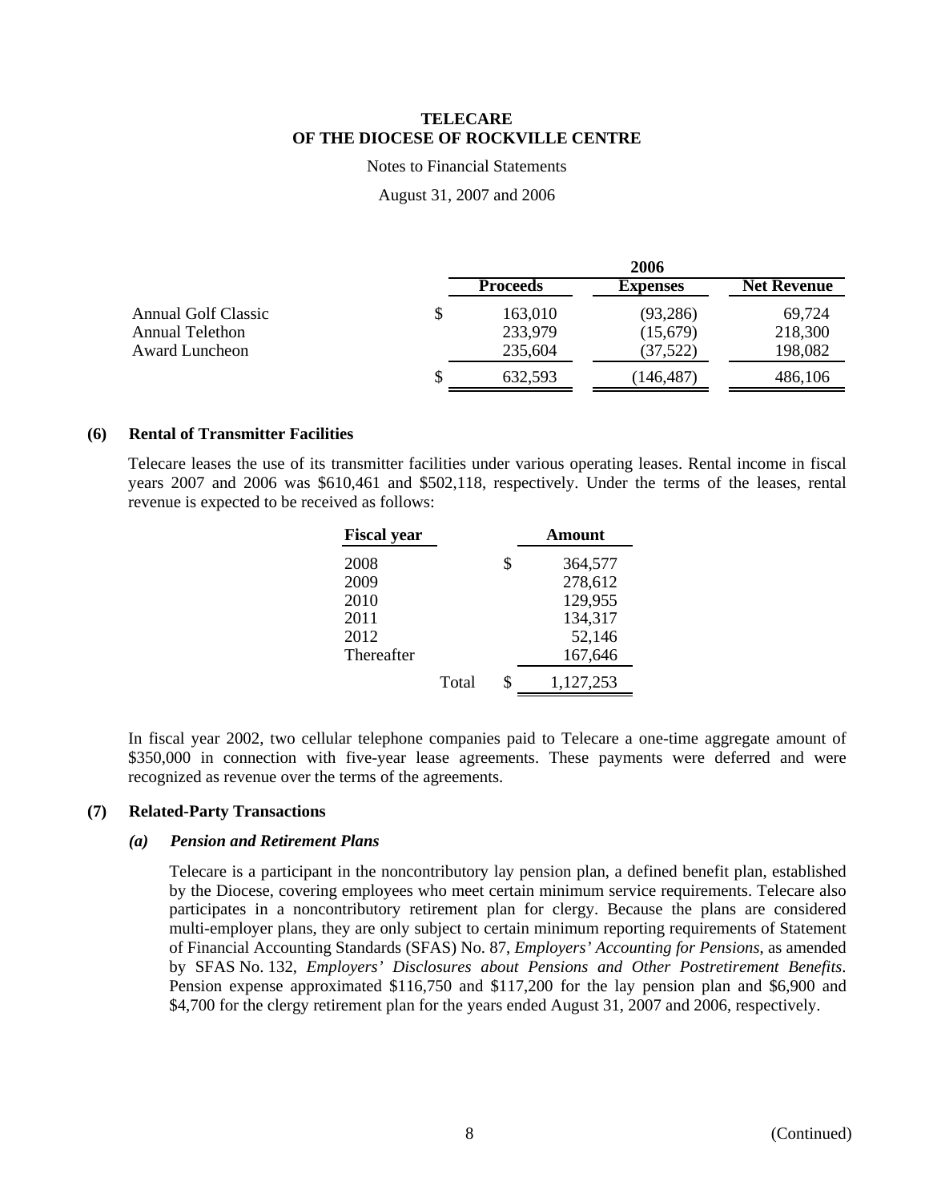# TELECARE OF THE DIOCESE OF ROCKVILLE CENTRE

Notes to Financial Statements

August 31, 2007 and 2006

| | 2006 | | |
|---|---|---|---|
| | **Proceeds** | **Expenses** | **Net Revenue** |
| Annual Golf Classic | $ 163,010 | (93,286) | 69,724 |
| Annual Telethon | 233,979 | (15,679) | 218,300 |
| Award Luncheon | 235,604 | (37,522) | 198,082 |
| | $ 632,593 | (146,487) | 486,106 |

## (6) Rental of Transmitter Facilities

Telecare leases the use of its transmitter facilities under various operating leases. Rental income in fiscal years 2007 and 2006 was $610,461 and $502,118, respectively. Under the terms of the leases, rental revenue is expected to be received as follows:

| Fiscal year | Amount |
|---|---|
| 2008 | $ 364,577 |
| 2009 | 278,612 |
| 2010 | 129,955 |
| 2011 | 134,317 |
| 2012 | 52,146 |
| Thereafter | 167,646 |
| Total | $ 1,127,253 |

In fiscal year 2002, two cellular telephone companies paid to Telecare a one-time aggregate amount of $350,000 in connection with five-year lease agreements. These payments were deferred and were recognized as revenue over the terms of the agreements.

## (7) Related-Party Transactions

### *(a) Pension and Retirement Plans*

Telecare is a participant in the noncontributory lay pension plan, a defined benefit plan, established by the Diocese, covering employees who meet certain minimum service requirements. Telecare also participates in a noncontributory retirement plan for clergy. Because the plans are considered multi-employer plans, they are only subject to certain minimum reporting requirements of Statement of Financial Accounting Standards (SFAS) No. 87, *Employers' Accounting for Pensions*, as amended by SFAS No. 132, *Employers' Disclosures about Pensions and Other Postretirement Benefits*. Pension expense approximated $116,750 and $117,200 for the lay pension plan and $6,900 and $4,700 for the clergy retirement plan for the years ended August 31, 2007 and 2006, respectively.

(Continued)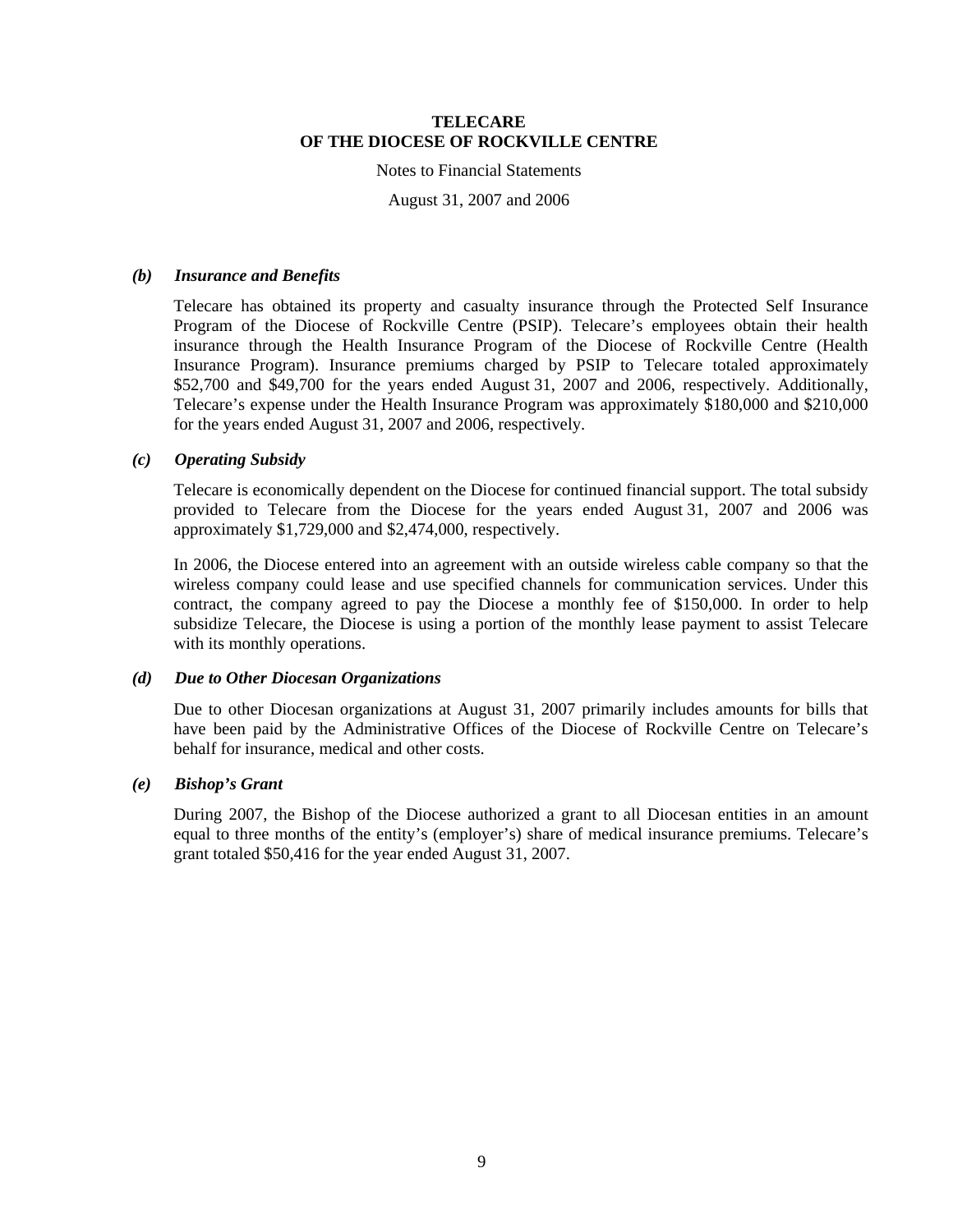#### *(b) Insurance and Benefits*

Telecare has obtained its property and casualty insurance through the Protected Self Insurance Program of the Diocese of Rockville Centre (PSIP). Telecare's employees obtain their health insurance through the Health Insurance Program of the Diocese of Rockville Centre (Health Insurance Program). Insurance premiums charged by PSIP to Telecare totaled approximately $52,700 and $49,700 for the years ended August 31, 2007 and 2006, respectively. Additionally, Telecare's expense under the Health Insurance Program was approximately $180,000 and $210,000 for the years ended August 31, 2007 and 2006, respectively.

#### *(c) Operating Subsidy*

Telecare is economically dependent on the Diocese for continued financial support. The total subsidy provided to Telecare from the Diocese for the years ended August 31, 2007 and 2006 was approximately $1,729,000 and $2,474,000, respectively.

In 2006, the Diocese entered into an agreement with an outside wireless cable company so that the wireless company could lease and use specified channels for communication services. Under this contract, the company agreed to pay the Diocese a monthly fee of $150,000. In order to help subsidize Telecare, the Diocese is using a portion of the monthly lease payment to assist Telecare with its monthly operations.

#### *(d) Due to Other Diocesan Organizations*

Due to other Diocesan organizations at August 31, 2007 primarily includes amounts for bills that have been paid by the Administrative Offices of the Diocese of Rockville Centre on Telecare's behalf for insurance, medical and other costs.

#### *(e) Bishop's Grant*

During 2007, the Bishop of the Diocese authorized a grant to all Diocesan entities in an amount equal to three months of the entity's (employer's) share of medical insurance premiums. Telecare's grant totaled $50,416 for the year ended August 31, 2007.